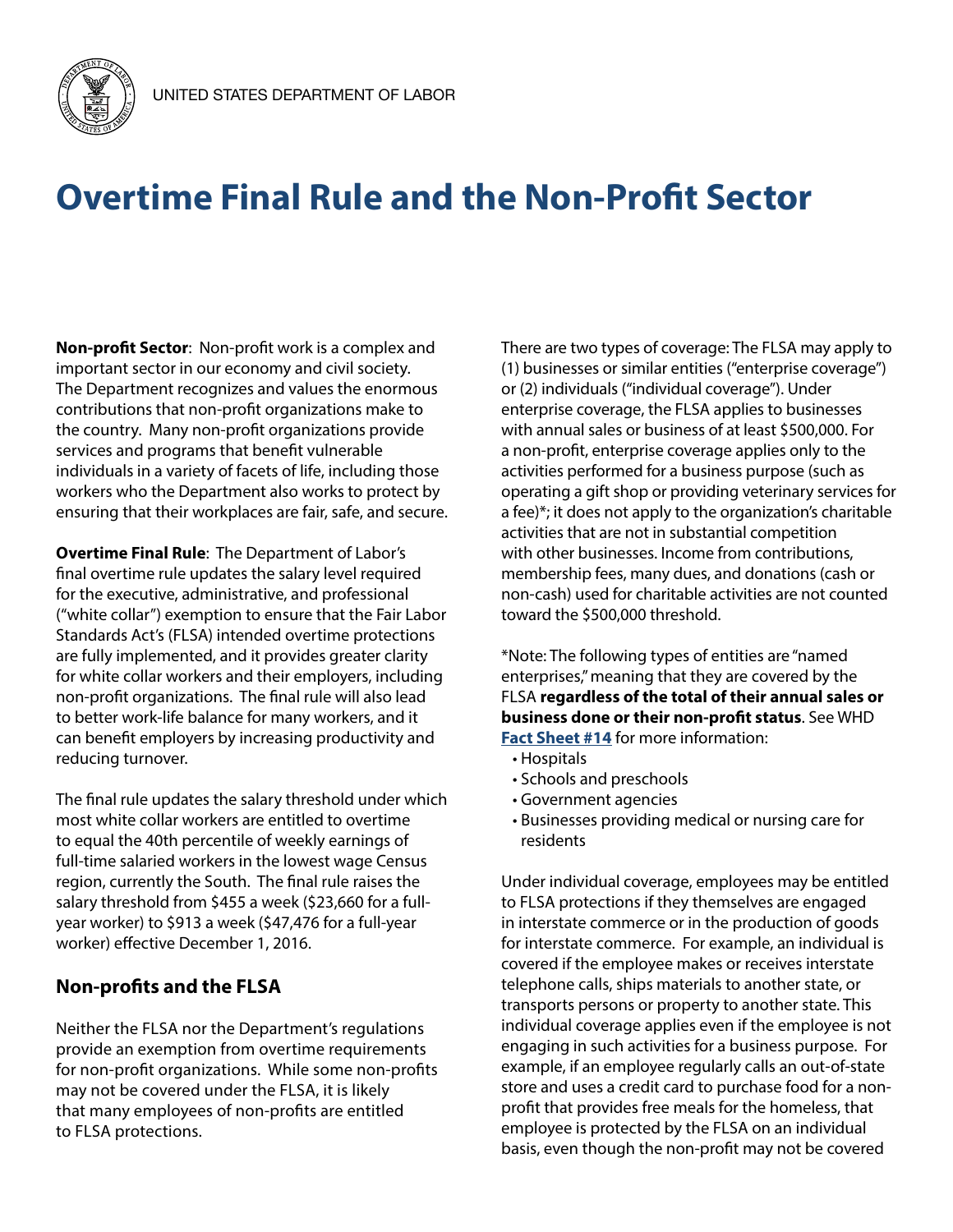UNITED STATES DEPARTMENT OF LABOR

# Overtime Final Rule and the Non-Profit Sector

**Non-profit Sector**: Non-profit work is a complex and important sector in our economy and civil society. The Department recognizes and values the enormous contributions that non-profit organizations make to the country. Many non-profit organizations provide services and programs that benefit vulnerable individuals in a variety of facets of life, including those workers who the Department also works to protect by ensuring that their workplaces are fair, safe, and secure.

**Overtime Final Rule**: The Department of Labor's final overtime rule updates the salary level required for the executive, administrative, and professional ("white collar") exemption to ensure that the Fair Labor Standards Act's (FLSA) intended overtime protections are fully implemented, and it provides greater clarity for white collar workers and their employers, including non-profit organizations. The final rule will also lead to better work-life balance for many workers, and it can benefit employers by increasing productivity and reducing turnover.

The final rule updates the salary threshold under which most white collar workers are entitled to overtime to equal the 40th percentile of weekly earnings of full-time salaried workers in the lowest wage Census region, currently the South. The final rule raises the salary threshold from $455 a week ($23,660 for a full-year worker) to $913 a week ($47,476 for a full-year worker) effective December 1, 2016.

## Non-profits and the FLSA

Neither the FLSA nor the Department's regulations provide an exemption from overtime requirements for non-profit organizations. While some non-profits may not be covered under the FLSA, it is likely that many employees of non-profits are entitled to FLSA protections.

There are two types of coverage: The FLSA may apply to (1) businesses or similar entities ("enterprise coverage") or (2) individuals ("individual coverage"). Under enterprise coverage, the FLSA applies to businesses with annual sales or business of at least $500,000. For a non-profit, enterprise coverage applies only to the activities performed for a business purpose (such as operating a gift shop or providing veterinary services for a fee)*; it does not apply to the organization's charitable activities that are not in substantial competition with other businesses. Income from contributions, membership fees, many dues, and donations (cash or non-cash) used for charitable activities are not counted toward the $500,000 threshold.

*Note: The following types of entities are "named enterprises," meaning that they are covered by the FLSA **regardless of the total of their annual sales or business done or their non-profit status**. See WHD **Fact Sheet #14** for more information:

- Hospitals
- Schools and preschools
- Government agencies
- Businesses providing medical or nursing care for residents

Under individual coverage, employees may be entitled to FLSA protections if they themselves are engaged in interstate commerce or in the production of goods for interstate commerce. For example, an individual is covered if the employee makes or receives interstate telephone calls, ships materials to another state, or transports persons or property to another state. This individual coverage applies even if the employee is not engaging in such activities for a business purpose. For example, if an employee regularly calls an out-of-state store and uses a credit card to purchase food for a non-profit that provides free meals for the homeless, that employee is protected by the FLSA on an individual basis, even though the non-profit may not be covered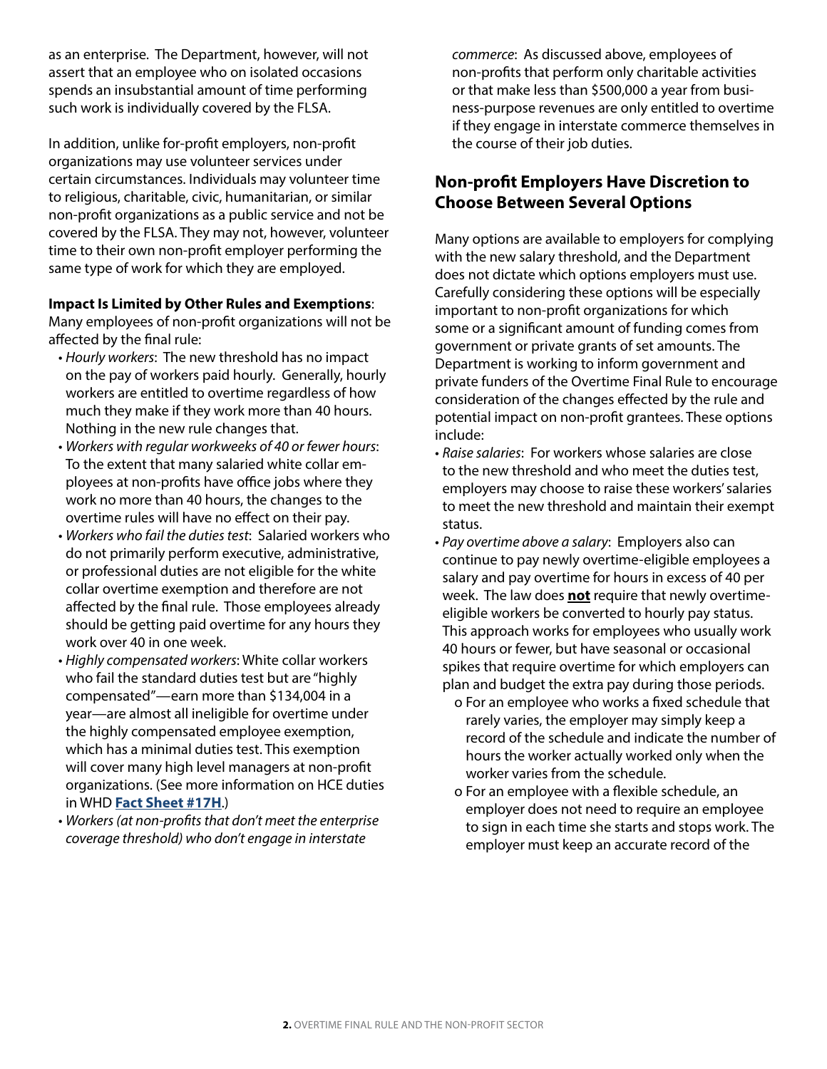as an enterprise. The Department, however, will not assert that an employee who on isolated occasions spends an insubstantial amount of time performing such work is individually covered by the FLSA.

In addition, unlike for-profit employers, non-profit organizations may use volunteer services under certain circumstances. Individuals may volunteer time to religious, charitable, civic, humanitarian, or similar non-profit organizations as a public service and not be covered by the FLSA. They may not, however, volunteer time to their own non-profit employer performing the same type of work for which they are employed.

**Impact Is Limited by Other Rules and Exemptions**: Many employees of non-profit organizations will not be affected by the final rule:

- *Hourly workers*: The new threshold has no impact on the pay of workers paid hourly. Generally, hourly workers are entitled to overtime regardless of how much they make if they work more than 40 hours. Nothing in the new rule changes that.
- *Workers with regular workweeks of 40 or fewer hours*: To the extent that many salaried white collar employees at non-profits have office jobs where they work no more than 40 hours, the changes to the overtime rules will have no effect on their pay.
- *Workers who fail the duties test*: Salaried workers who do not primarily perform executive, administrative, or professional duties are not eligible for the white collar overtime exemption and therefore are not affected by the final rule. Those employees already should be getting paid overtime for any hours they work over 40 in one week.
- *Highly compensated workers*: White collar workers who fail the standard duties test but are "highly compensated"—earn more than $134,004 in a year—are almost all ineligible for overtime under the highly compensated employee exemption, which has a minimal duties test. This exemption will cover many high level managers at non-profit organizations. (See more information on HCE duties in WHD **Fact Sheet #17H**.)
- *Workers (at non-profits that don't meet the enterprise coverage threshold) who don't engage in interstate commerce*: As discussed above, employees of non-profits that perform only charitable activities or that make less than $500,000 a year from business-purpose revenues are only entitled to overtime if they engage in interstate commerce themselves in the course of their job duties.

## Non-profit Employers Have Discretion to Choose Between Several Options

Many options are available to employers for complying with the new salary threshold, and the Department does not dictate which options employers must use. Carefully considering these options will be especially important to non-profit organizations for which some or a significant amount of funding comes from government or private grants of set amounts. The Department is working to inform government and private funders of the Overtime Final Rule to encourage consideration of the changes effected by the rule and potential impact on non-profit grantees. These options include:

- *Raise salaries*: For workers whose salaries are close to the new threshold and who meet the duties test, employers may choose to raise these workers' salaries to meet the new threshold and maintain their exempt status.
- *Pay overtime above a salary*: Employers also can continue to pay newly overtime-eligible employees a salary and pay overtime for hours in excess of 40 per week. The law does **not** require that newly overtime-eligible workers be converted to hourly pay status. This approach works for employees who usually work 40 hours or fewer, but have seasonal or occasional spikes that require overtime for which employers can plan and budget the extra pay during those periods.
  - For an employee who works a fixed schedule that rarely varies, the employer may simply keep a record of the schedule and indicate the number of hours the worker actually worked only when the worker varies from the schedule.
  - For an employee with a flexible schedule, an employer does not need to require an employee to sign in each time she starts and stops work. The employer must keep an accurate record of the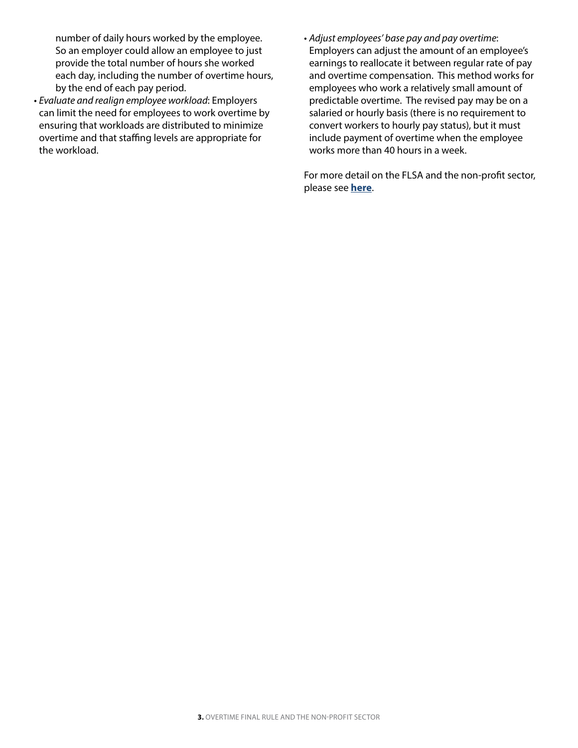number of daily hours worked by the employee. So an employer could allow an employee to just provide the total number of hours she worked each day, including the number of overtime hours, by the end of each pay period.

- *Evaluate and realign employee workload*: Employers can limit the need for employees to work overtime by ensuring that workloads are distributed to minimize overtime and that staffing levels are appropriate for the workload.
- *Adjust employees' base pay and pay overtime*: Employers can adjust the amount of an employee's earnings to reallocate it between regular rate of pay and overtime compensation. This method works for employees who work a relatively small amount of predictable overtime. The revised pay may be on a salaried or hourly basis (there is no requirement to convert workers to hourly pay status), but it must include payment of overtime when the employee works more than 40 hours in a week.

For more detail on the FLSA and the non-profit sector, please see **here**.